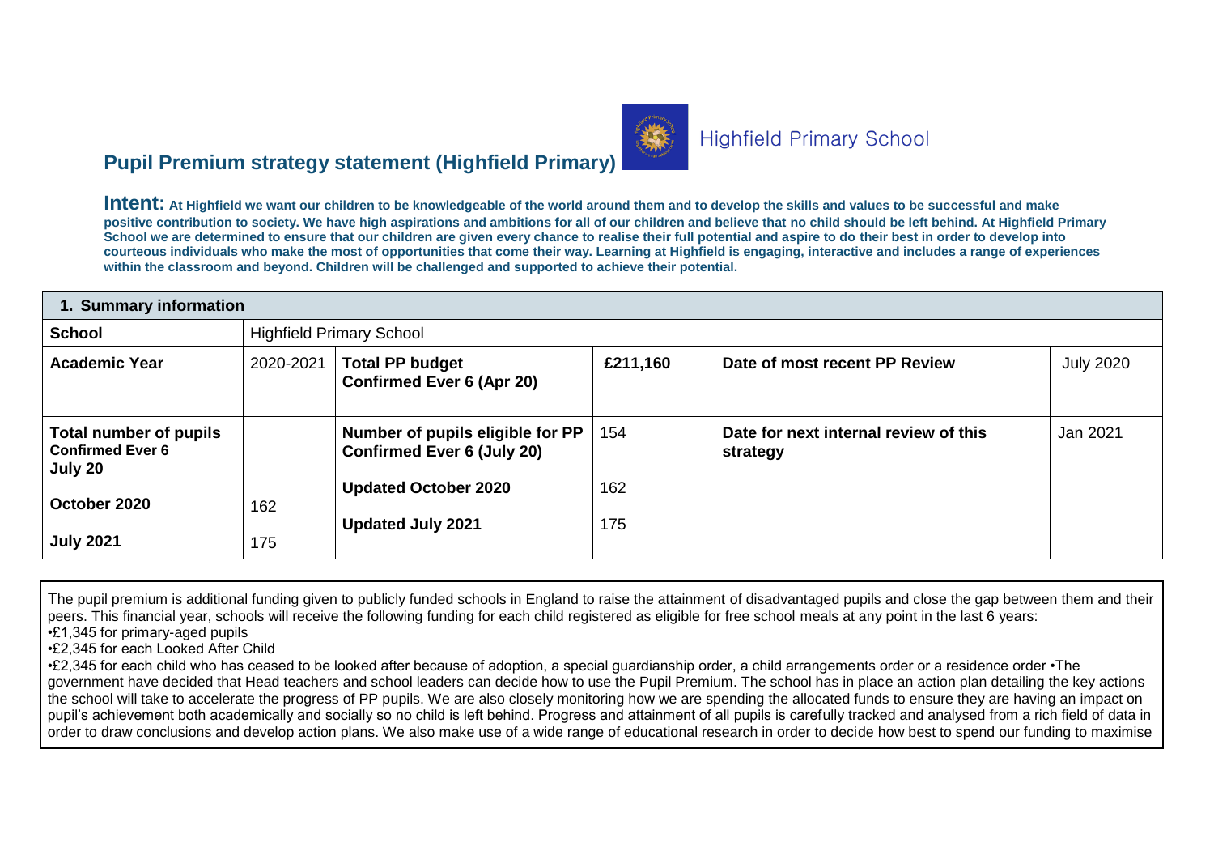Highfield Primary School

# Pupil Premium strategy statement (Highfield Primary)

**Intent: At Highfield we want our children to be knowledgeable of the world around them and to develop the skills and values to be successful and make positive contribution to society. We have high aspirations and ambitions for all of our children and believe that no child should be left behind. At Highfield Primary School we are determined to ensure that our children are given every chance to realise their full potential and aspire to do their best in order to develop into courteous individuals who make the most of opportunities that come their way. Learning at Highfield is engaging, interactive and includes a range of experiences within the classroom and beyond. Children will be challenged and supported to achieve their potential.**

| **1. Summary information** | | | | | |
|---|---|---|---|---|---|
| **School** | Highfield Primary School | | | | |
| **Academic Year** | 2020-2021 | **Total PP budget Confirmed Ever 6 (Apr 20)** | **£211,160** | **Date of most recent PP Review** | July 2020 |
| **Total number of pupils Confirmed Ever 6 July 20**<br><br>**October 2020**<br><br>**July 2021** | <br><br>162<br><br>175 | **Number of pupils eligible for PP Confirmed Ever 6 (July 20)**<br><br>**Updated October 2020**<br><br>**Updated July 2021** | 154<br><br>162<br><br>175 | **Date for next internal review of this strategy** | Jan 2021 |

The pupil premium is additional funding given to publicly funded schools in England to raise the attainment of disadvantaged pupils and close the gap between them and their peers. This financial year, schools will receive the following funding for each child registered as eligible for free school meals at any point in the last 6 years:

•£1,345 for primary-aged pupils

•£2,345 for each Looked After Child

•£2,345 for each child who has ceased to be looked after because of adoption, a special guardianship order, a child arrangements order or a residence order •The government have decided that Head teachers and school leaders can decide how to use the Pupil Premium. The school has in place an action plan detailing the key actions the school will take to accelerate the progress of PP pupils. We are also closely monitoring how we are spending the allocated funds to ensure they are having an impact on pupil's achievement both academically and socially so no child is left behind. Progress and attainment of all pupils is carefully tracked and analysed from a rich field of data in order to draw conclusions and develop action plans. We also make use of a wide range of educational research in order to decide how best to spend our funding to maximise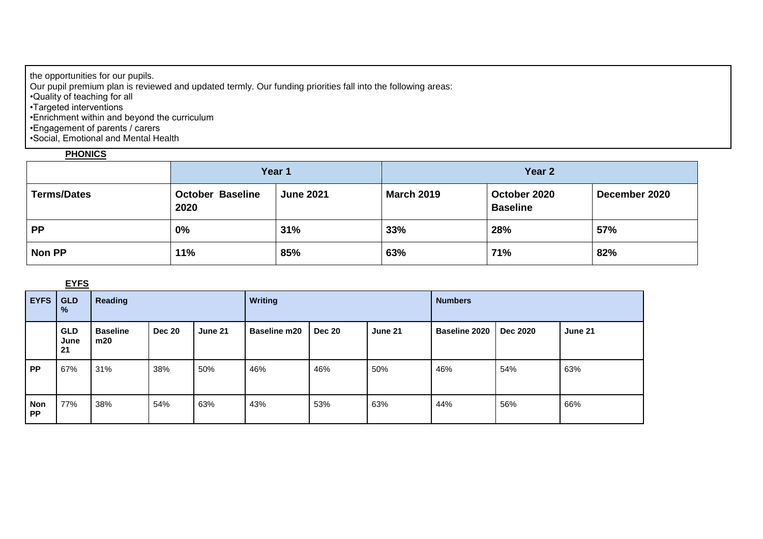the opportunities for our pupils.
Our pupil premium plan is reviewed and updated termly. Our funding priorities fall into the following areas:
•Quality of teaching for all
•Targeted interventions
•Enrichment within and beyond the curriculum
•Engagement of parents / carers
•Social, Emotional and Mental Health

**PHONICS**

| | Year 1 | | Year 2 | | |
|---|---|---|---|---|---|
| **Terms/Dates** | **October Baseline 2020** | **June 2021** | **March 2019** | **October 2020 Baseline** | **December 2020** |
| **PP** | **0%** | **31%** | **33%** | **28%** | **57%** |
| **Non PP** | **11%** | **85%** | **63%** | **71%** | **82%** |

**EYFS**

| EYFS | GLD % | Reading | | | Writing | | | Numbers | | |
|---|---|---|---|---|---|---|---|---|---|---|
| | **GLD June 21** | **Baseline m20** | **Dec 20** | **June 21** | **Baseline m20** | **Dec 20** | **June 21** | **Baseline 2020** | **Dec 2020** | **June 21** |
| **PP** | 67% | 31% | 38% | 50% | 46% | 46% | 50% | 46% | 54% | 63% |
| **Non PP** | 77% | 38% | 54% | 63% | 43% | 53% | 63% | 44% | 56% | 66% |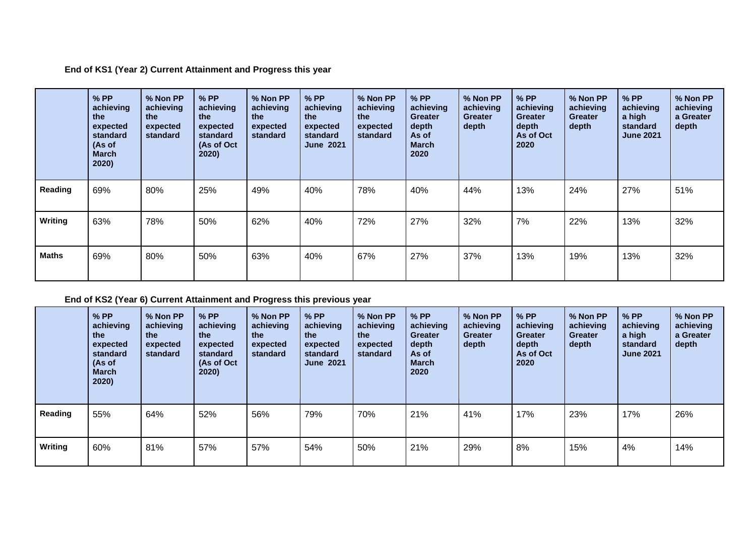**End of KS1 (Year 2) Current Attainment and Progress this year**

| | % PP achieving the expected standard (As of March 2020) | % Non PP achieving the expected standard | % PP achieving the expected standard (As of Oct 2020) | % Non PP achieving the expected standard | % PP achieving the expected standard June 2021 | % Non PP achieving the expected standard | % PP achieving Greater depth As of March 2020 | % Non PP achieving Greater depth | % PP achieving Greater depth As of Oct 2020 | % Non PP achieving Greater depth | % PP achieving a high standard June 2021 | % Non PP achieving a Greater depth |
|---|---|---|---|---|---|---|---|---|---|---|---|---|
| **Reading** | 69% | 80% | 25% | 49% | 40% | 78% | 40% | 44% | 13% | 24% | 27% | 51% |
| **Writing** | 63% | 78% | 50% | 62% | 40% | 72% | 27% | 32% | 7% | 22% | 13% | 32% |
| **Maths** | 69% | 80% | 50% | 63% | 40% | 67% | 27% | 37% | 13% | 19% | 13% | 32% |

**End of KS2 (Year 6) Current Attainment and Progress this previous year**

| | % PP achieving the expected standard (As of March 2020) | % Non PP achieving the expected standard | % PP achieving the expected standard (As of Oct 2020) | % Non PP achieving the expected standard | % PP achieving the expected standard June 2021 | % Non PP achieving the expected standard | % PP achieving Greater depth As of March 2020 | % Non PP achieving Greater depth | % PP achieving Greater depth As of Oct 2020 | % Non PP achieving Greater depth | % PP achieving a high standard June 2021 | % Non PP achieving a Greater depth |
|---|---|---|---|---|---|---|---|---|---|---|---|---|
| **Reading** | 55% | 64% | 52% | 56% | 79% | 70% | 21% | 41% | 17% | 23% | 17% | 26% |
| **Writing** | 60% | 81% | 57% | 57% | 54% | 50% | 21% | 29% | 8% | 15% | 4% | 14% |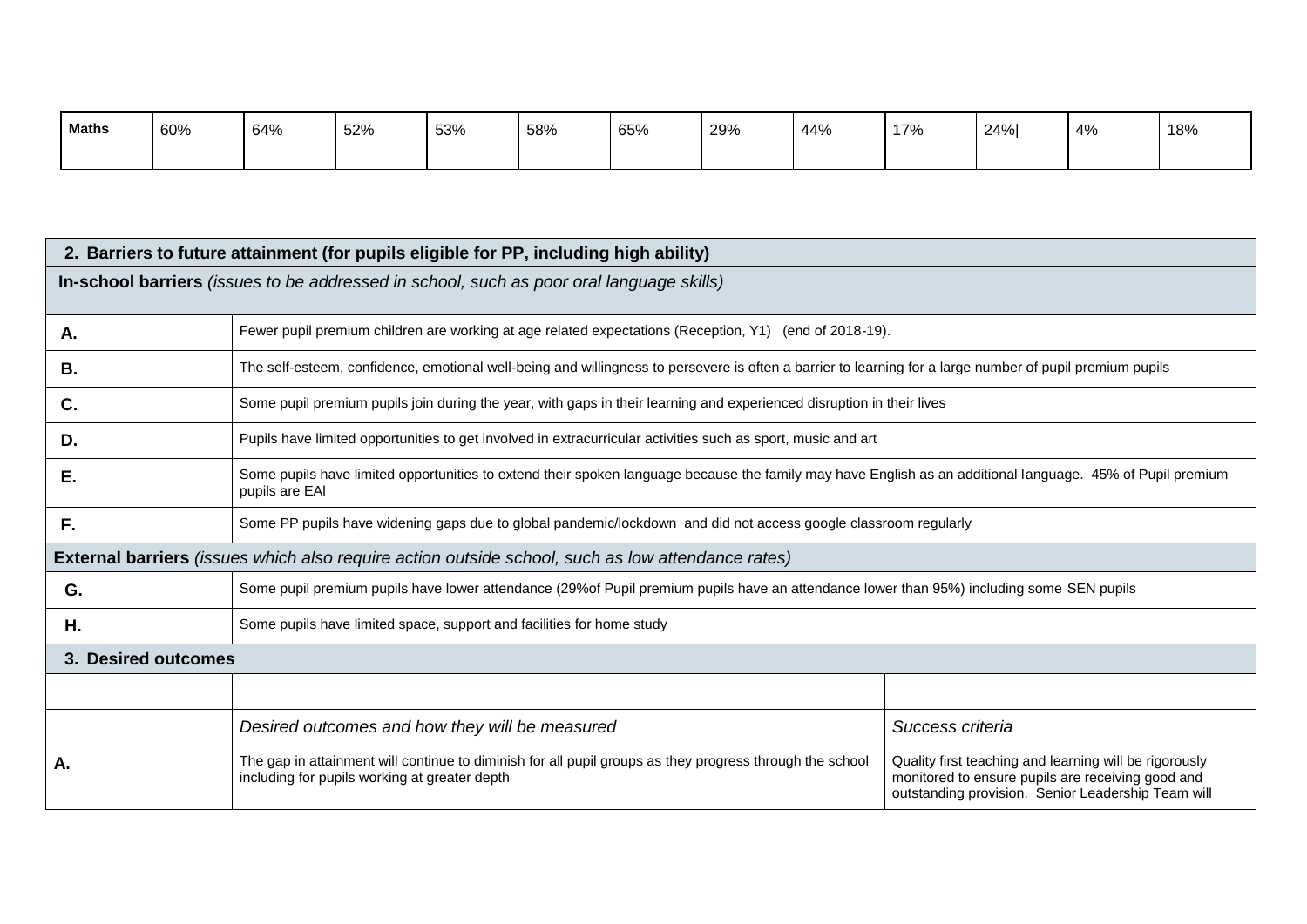| Maths | 60% | 64% | 52% | 53% | 58% | 65% | 29% | 44% | 17% | 24%| | 4% | 18% |
|---|---|---|---|---|---|---|---|---|---|---|---|---|

| **2. Barriers to future attainment (for pupils eligible for PP, including high ability)** | |
|---|---|
| **In-school barriers** *(issues to be addressed in school, such as poor oral language skills)* | |
| **A.** | Fewer pupil premium children are working at age related expectations (Reception, Y1) (end of 2018-19). |
| **B.** | The self-esteem, confidence, emotional well-being and willingness to persevere is often a barrier to learning for a large number of pupil premium pupils |
| **C.** | Some pupil premium pupils join during the year, with gaps in their learning and experienced disruption in their lives |
| **D.** | Pupils have limited opportunities to get involved in extracurricular activities such as sport, music and art |
| **E.** | Some pupils have limited opportunities to extend their spoken language because the family may have English as an additional language. 45% of Pupil premium pupils are EAl |
| **F.** | Some PP pupils have widening gaps due to global pandemic/lockdown and did not access google classroom regularly |
| **External barriers** *(issues which also require action outside school, such as low attendance rates)* | |
| **G.** | Some pupil premium pupils have lower attendance (29%of Pupil premium pupils have an attendance lower than 95%) including some SEN pupils |
| **H.** | Some pupils have limited space, support and facilities for home study |

| **3. Desired outcomes** | | |
|---|---|---|
| | | |
| | *Desired outcomes and how they will be measured* | *Success criteria* |
| **A.** | The gap in attainment will continue to diminish for all pupil groups as they progress through the school including for pupils working at greater depth | Quality first teaching and learning will be rigorously monitored to ensure pupils are receiving good and outstanding provision. Senior Leadership Team will |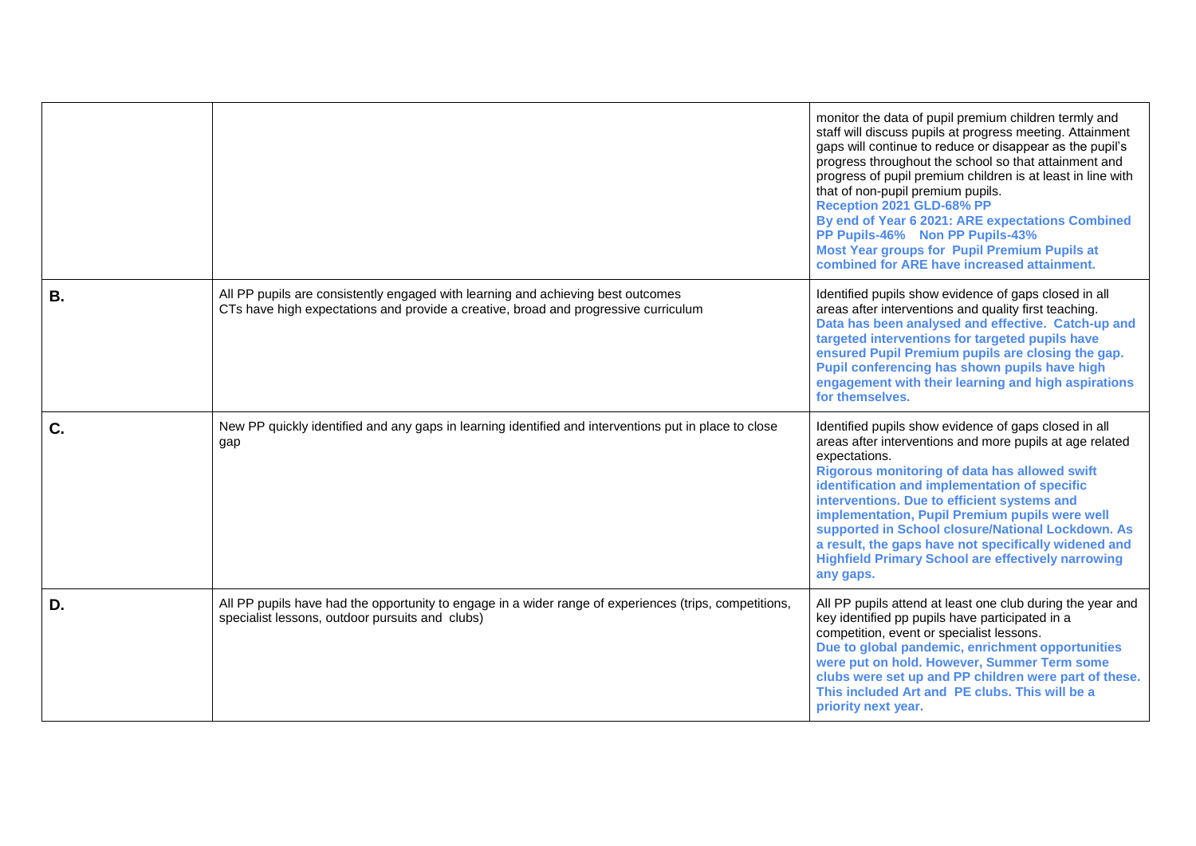| | | |
|---|---|---|
| | | monitor the data of pupil premium children termly and staff will discuss pupils at progress meeting. Attainment gaps will continue to reduce or disappear as the pupil's progress throughout the school so that attainment and progress of pupil premium children is at least in line with that of non-pupil premium pupils. **Reception 2021 GLD-68% PP** **By end of Year 6 2021: ARE expectations Combined PP Pupils-46% Non PP Pupils-43%** **Most Year groups for Pupil Premium Pupils at combined for ARE have increased attainment.** |
| **B.** | All PP pupils are consistently engaged with learning and achieving best outcomes<br>CTs have high expectations and provide a creative, broad and progressive curriculum | Identified pupils show evidence of gaps closed in all areas after interventions and quality first teaching. **Data has been analysed and effective. Catch-up and targeted interventions for targeted pupils have ensured Pupil Premium pupils are closing the gap. Pupil conferencing has shown pupils have high engagement with their learning and high aspirations for themselves.** |
| **C.** | New PP quickly identified and any gaps in learning identified and interventions put in place to close gap | Identified pupils show evidence of gaps closed in all areas after interventions and more pupils at age related expectations. **Rigorous monitoring of data has allowed swift identification and implementation of specific interventions. Due to efficient systems and implementation, Pupil Premium pupils were well supported in School closure/National Lockdown. As a result, the gaps have not specifically widened and Highfield Primary School are effectively narrowing any gaps.** |
| **D.** | All PP pupils have had the opportunity to engage in a wider range of experiences (trips, competitions, specialist lessons, outdoor pursuits and clubs) | All PP pupils attend at least one club during the year and key identified pp pupils have participated in a competition, event or specialist lessons. **Due to global pandemic, enrichment opportunities were put on hold. However, Summer Term some clubs were set up and PP children were part of these. This included Art and PE clubs. This will be a priority next year.** |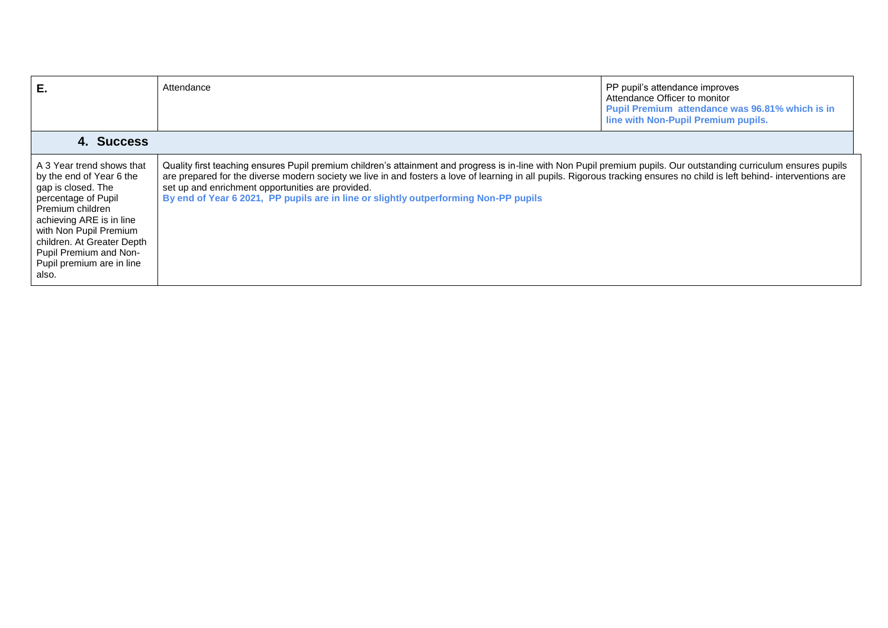| | | |
|---|---|---|
| **E.** | Attendance | PP pupil's attendance improves<br>Attendance Officer to monitor<br>**Pupil Premium attendance was 96.81% which is in line with Non-Pupil Premium pupils.** |

## 4. Success

| | |
|---|---|
| A 3 Year trend shows that by the end of Year 6 the gap is closed. The percentage of Pupil Premium children achieving ARE is in line with Non Pupil Premium children. At Greater Depth Pupil Premium and Non-Pupil premium are in line also. | Quality first teaching ensures Pupil premium children's attainment and progress is in-line with Non Pupil premium pupils. Our outstanding curriculum ensures pupils are prepared for the diverse modern society we live in and fosters a love of learning in all pupils. Rigorous tracking ensures no child is left behind- interventions are set up and enrichment opportunities are provided.<br>**By end of Year 6 2021, PP pupils are in line or slightly outperforming Non-PP pupils** |